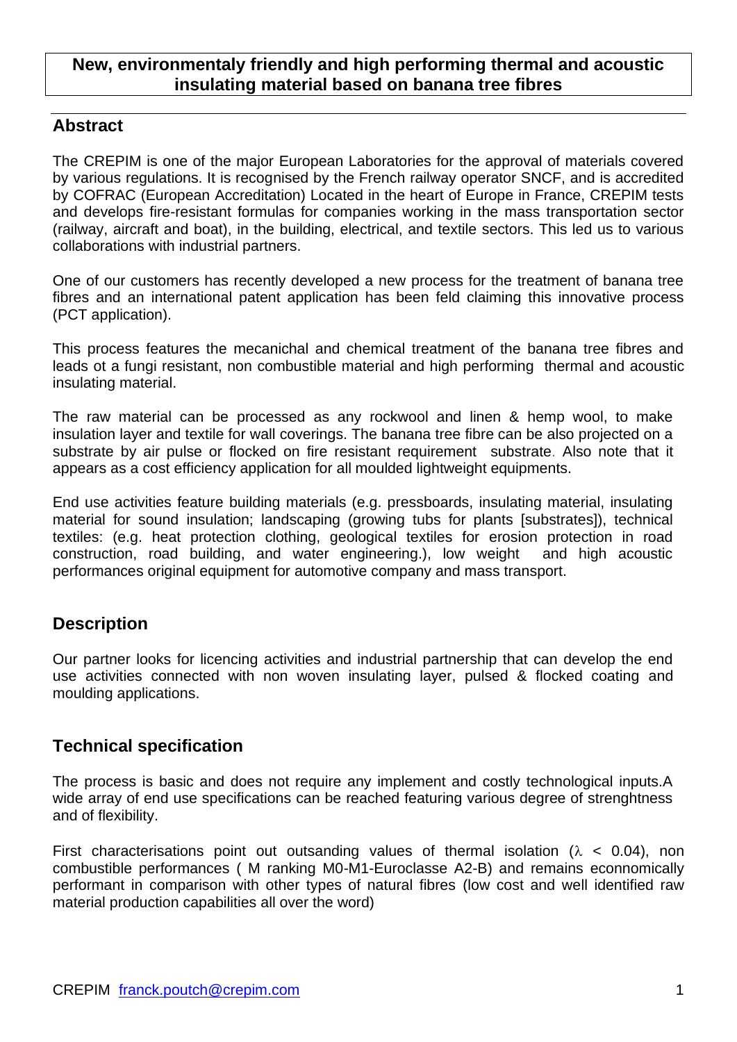# New, environmentaly friendly and high performing thermal and acoustic insulating material based on banana tree fibres

## Abstract

The CREPIM is one of the major European Laboratories for the approval of materials covered by various regulations. It is recognised by the French railway operator SNCF, and is accredited by COFRAC (European Accreditation) Located in the heart of Europe in France, CREPIM tests and develops fire-resistant formulas for companies working in the mass transportation sector (railway, aircraft and boat), in the building, electrical, and textile sectors. This led us to various collaborations with industrial partners.

One of our customers has recently developed a new process for the treatment of banana tree fibres and an international patent application has been feld claiming this innovative process (PCT application).

This process features the mecanichal and chemical treatment of the banana tree fibres and leads ot a fungi resistant, non combustible material and high performing thermal and acoustic insulating material.

The raw material can be processed as any rockwool and linen & hemp wool, to make insulation layer and textile for wall coverings. The banana tree fibre can be also projected on a substrate by air pulse or flocked on fire resistant requirement substrate. Also note that it appears as a cost efficiency application for all moulded lightweight equipments.

End use activities feature building materials (e.g. pressboards, insulating material, insulating material for sound insulation; landscaping (growing tubs for plants [substrates]), technical textiles: (e.g. heat protection clothing, geological textiles for erosion protection in road construction, road building, and water engineering.), low weight and high acoustic performances original equipment for automotive company and mass transport.

## Description

Our partner looks for licencing activities and industrial partnership that can develop the end use activities connected with non woven insulating layer, pulsed & flocked coating and moulding applications.

## Technical specification

The process is basic and does not require any implement and costly technological inputs.A wide array of end use specifications can be reached featuring various degree of strenghtness and of flexibility.

First characterisations point out outsanding values of thermal isolation ($\lambda$ < 0.04), non combustible performances ( M ranking M0-M1-Euroclasse A2-B) and remains econnomically performant in comparison with other types of natural fibres (low cost and well identified raw material production capabilities all over the word)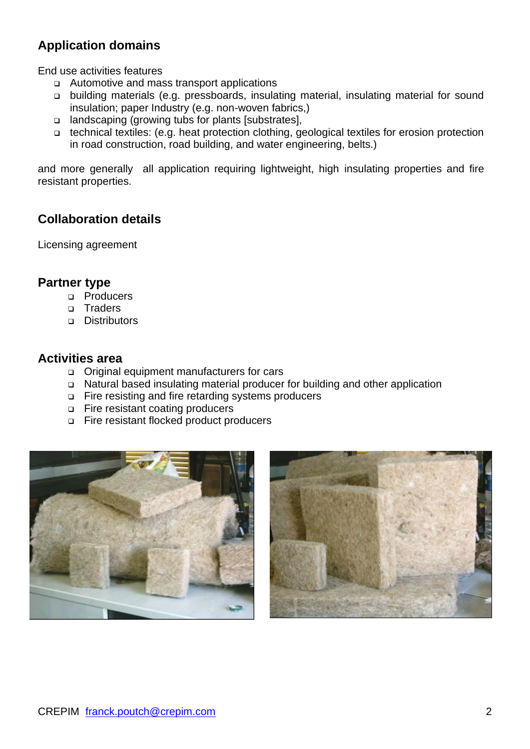## Application domains

End use activities features

- Automotive and mass transport applications
- building materials (e.g. pressboards, insulating material, insulating material for sound insulation; paper Industry (e.g. non-woven fabrics,)
- landscaping (growing tubs for plants [substrates],
- technical textiles: (e.g. heat protection clothing, geological textiles for erosion protection in road construction, road building, and water engineering, belts.)

and more generally all application requiring lightweight, high insulating properties and fire resistant properties.

## Collaboration details

Licensing agreement

## Partner type

- Producers
- Traders
- Distributors

## Activities area

- Original equipment manufacturers for cars
- Natural based insulating material producer for building and other application
- Fire resisting and fire retarding systems producers
- Fire resistant coating producers
- Fire resistant flocked product producers

CREPIM franck.poutch@crepim.com